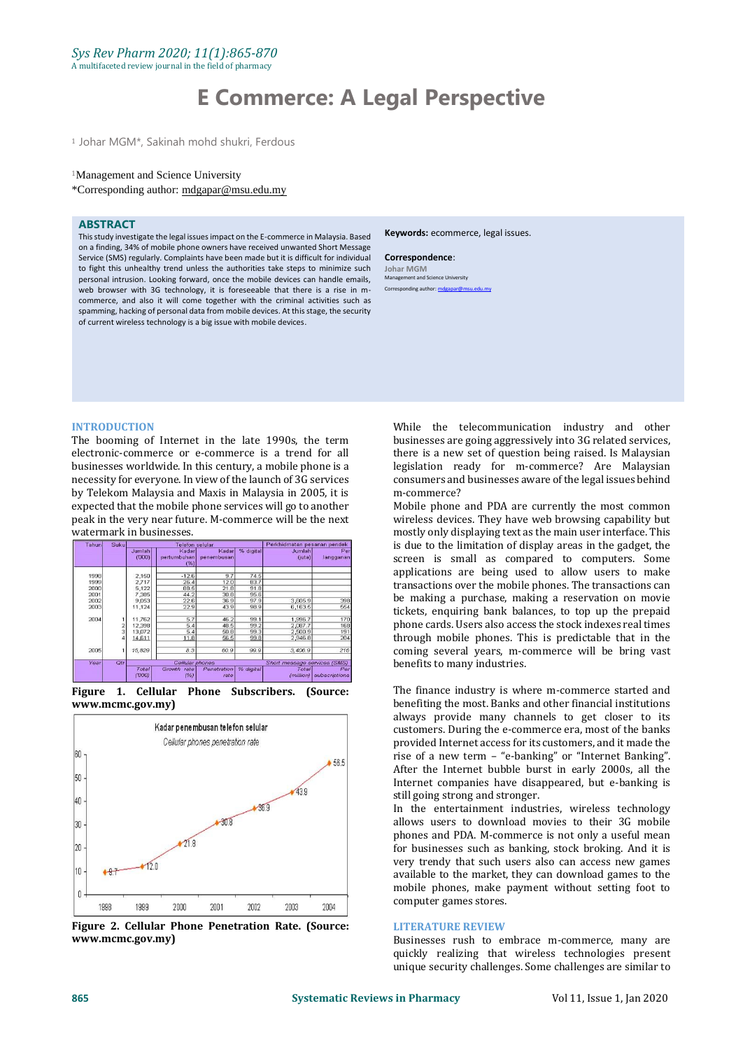# E Commerce: A Legal Perspective

[1] Johar MGM*, Sakinah mohd shukri, Ferdous

[1]Management and Science University

*Corresponding author: mdgapar@msu.edu.my

## ABSTRACT

This study investigate the legal issues impact on the E-commerce in Malaysia. Based on a finding, 34% of mobile phone owners have received unwanted Short Message Service (SMS) regularly. Complaints have been made but it is difficult for individual to fight this unhealthy trend unless the authorities take steps to minimize such personal intrusion. Looking forward, once the mobile devices can handle emails, web browser with 3G technology, it is foreseeable that there is a rise in m-commerce, and also it will come together with the criminal activities such as spamming, hacking of personal data from mobile devices. At this stage, the security of current wireless technology is a big issue with mobile devices.

**Keywords:** ecommerce, legal issues.

**Correspondence**:
Johar MGM
Management and Science University
Corresponding author: mdgapar@msu.edu.my

## INTRODUCTION

The booming of Internet in the late 1990s, the term electronic-commerce or e-commerce is a trend for all businesses worldwide. In this century, a mobile phone is a necessity for everyone. In view of the launch of 3G services by Telekom Malaysia and Maxis in Malaysia in 2005, it is expected that the mobile phone services will go to another peak in the very near future. M-commerce will be the next watermark in businesses.

| Tahun | Suku | Telefon selular | | | | Perkhidmatan pesanan pendek | |
|---|---|---|---|---|---|---|---|
| | | Jumlah ('000) | Kadar pertumbuhan (%) | Kadar penembusan | % digital | Jumlah (juta) | Per langganan |
| 1998 | | 2,150 | -12.6 | 9.7 | 74.5 | | |
| 1999 | | 2,717 | 26.4 | 12.0 | 83.7 | | |
| 2000 | | 5,122 | 88.5 | 21.8 | 91.8 | | |
| 2001 | | 7,385 | 44.2 | 30.8 | 95.6 | | |
| 2002 | | 9,053 | 22.6 | 36.9 | 97.9 | 3,605.9 | 398 |
| 2003 | | 11,124 | 22.9 | 43.9 | 98.9 | 6,163.6 | 554 |
| 2004 | 1 | 11,762 | 5.7 | 46.2 | 99.1 | 1,995.7 | 170 |
| | 2 | 12,398 | 5.4 | 48.5 | 99.2 | 2,087.7 | 168 |
| | 3 | 13,072 | 5.4 | 50.8 | 99.3 | 2,500.9 | 191 |
| | 4 | 14,611 | 11.8 | 56.5 | 99.8 | 2,946.8 | 204 |
| 2005 | 1 | 15,829 | 8.3 | 60.9 | 99.9 | 3,406.9 | 215 |
| Year | Qtr | Total ('000) | Growth rate (%) | Penetration rate | % digital | Total (million) | Per subscriptions |

**Figure 1. Cellular Phone Subscribers. (Source: www.mcmc.gov.my)**

**Figure 2. Cellular Phone Penetration Rate. (Source: www.mcmc.gov.my)**

While the telecommunication industry and other businesses are going aggressively into 3G related services, there is a new set of question being raised. Is Malaysian legislation ready for m-commerce? Are Malaysian consumers and businesses aware of the legal issues behind m-commerce?

Mobile phone and PDA are currently the most common wireless devices. They have web browsing capability but mostly only displaying text as the main user interface. This is due to the limitation of display areas in the gadget, the screen is small as compared to computers. Some applications are being used to allow users to make transactions over the mobile phones. The transactions can be making a purchase, making a reservation on movie tickets, enquiring bank balances, to top up the prepaid phone cards. Users also access the stock indexes real times through mobile phones. This is predictable that in the coming several years, m-commerce will be bring vast benefits to many industries.

The finance industry is where m-commerce started and benefiting the most. Banks and other financial institutions always provide many channels to get closer to its customers. During the e-commerce era, most of the banks provided Internet access for its customers, and it made the rise of a new term – "e-banking" or "Internet Banking". After the Internet bubble burst in early 2000s, all the Internet companies have disappeared, but e-banking is still going strong and stronger.

In the entertainment industries, wireless technology allows users to download movies to their 3G mobile phones and PDA. M-commerce is not only a useful mean for businesses such as banking, stock broking. And it is very trendy that such users also can access new games available to the market, they can download games to the mobile phones, make payment without setting foot to computer games stores.

## LITERATURE REVIEW

Businesses rush to embrace m-commerce, many are quickly realizing that wireless technologies present unique security challenges. Some challenges are similar to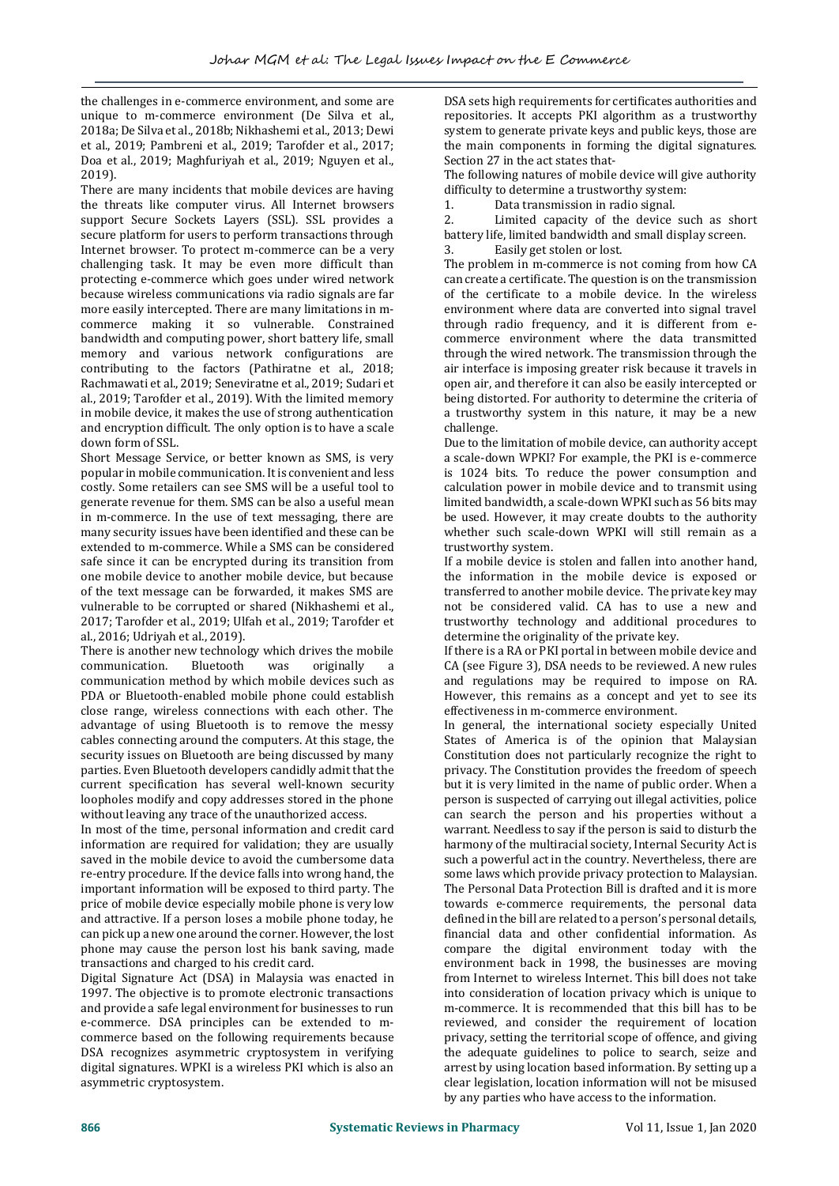the challenges in e-commerce environment, and some are unique to m-commerce environment (De Silva et al., 2018a; De Silva et al., 2018b; Nikhashemi et al., 2013; Dewi et al., 2019; Pambreni et al., 2019; Tarofder et al., 2017; Doa et al., 2019; Maghfuriyah et al., 2019; Nguyen et al., 2019).

There are many incidents that mobile devices are having the threats like computer virus. All Internet browsers support Secure Sockets Layers (SSL). SSL provides a secure platform for users to perform transactions through Internet browser. To protect m-commerce can be a very challenging task. It may be even more difficult than protecting e-commerce which goes under wired network because wireless communications via radio signals are far more easily intercepted. There are many limitations in m-commerce making it so vulnerable. Constrained bandwidth and computing power, short battery life, small memory and various network configurations are contributing to the factors (Pathiratne et al., 2018; Rachmawati et al., 2019; Seneviratne et al., 2019; Sudari et al., 2019; Tarofder et al., 2019). With the limited memory in mobile device, it makes the use of strong authentication and encryption difficult. The only option is to have a scale down form of SSL.

Short Message Service, or better known as SMS, is very popular in mobile communication. It is convenient and less costly. Some retailers can see SMS will be a useful tool to generate revenue for them. SMS can be also a useful mean in m-commerce. In the use of text messaging, there are many security issues have been identified and these can be extended to m-commerce. While a SMS can be considered safe since it can be encrypted during its transition from one mobile device to another mobile device, but because of the text message can be forwarded, it makes SMS are vulnerable to be corrupted or shared (Nikhashemi et al., 2017; Tarofder et al., 2019; Ulfah et al., 2019; Tarofder et al., 2016; Udriyah et al., 2019).

There is another new technology which drives the mobile communication. Bluetooth was originally a communication method by which mobile devices such as PDA or Bluetooth-enabled mobile phone could establish close range, wireless connections with each other. The advantage of using Bluetooth is to remove the messy cables connecting around the computers. At this stage, the security issues on Bluetooth are being discussed by many parties. Even Bluetooth developers candidly admit that the current specification has several well-known security loopholes modify and copy addresses stored in the phone without leaving any trace of the unauthorized access.

In most of the time, personal information and credit card information are required for validation; they are usually saved in the mobile device to avoid the cumbersome data re-entry procedure. If the device falls into wrong hand, the important information will be exposed to third party. The price of mobile device especially mobile phone is very low and attractive. If a person loses a mobile phone today, he can pick up a new one around the corner. However, the lost phone may cause the person lost his bank saving, made transactions and charged to his credit card.

Digital Signature Act (DSA) in Malaysia was enacted in 1997. The objective is to promote electronic transactions and provide a safe legal environment for businesses to run e-commerce. DSA principles can be extended to m-commerce based on the following requirements because DSA recognizes asymmetric cryptosystem in verifying digital signatures. WPKI is a wireless PKI which is also an asymmetric cryptosystem.

DSA sets high requirements for certificates authorities and repositories. It accepts PKI algorithm as a trustworthy system to generate private keys and public keys, those are the main components in forming the digital signatures. Section 27 in the act states that-

The following natures of mobile device will give authority difficulty to determine a trustworthy system:

1. Data transmission in radio signal.
2. Limited capacity of the device such as short battery life, limited bandwidth and small display screen.
3. Easily get stolen or lost.

The problem in m-commerce is not coming from how CA can create a certificate. The question is on the transmission of the certificate to a mobile device. In the wireless environment where data are converted into signal travel through radio frequency, and it is different from e-commerce environment where the data transmitted through the wired network. The transmission through the air interface is imposing greater risk because it travels in open air, and therefore it can also be easily intercepted or being distorted. For authority to determine the criteria of a trustworthy system in this nature, it may be a new challenge.

Due to the limitation of mobile device, can authority accept a scale-down WPKI? For example, the PKI is e-commerce is 1024 bits. To reduce the power consumption and calculation power in mobile device and to transmit using limited bandwidth, a scale-down WPKI such as 56 bits may be used. However, it may create doubts to the authority whether such scale-down WPKI will still remain as a trustworthy system.

If a mobile device is stolen and fallen into another hand, the information in the mobile device is exposed or transferred to another mobile device. The private key may not be considered valid. CA has to use a new and trustworthy technology and additional procedures to determine the originality of the private key.

If there is a RA or PKI portal in between mobile device and CA (see Figure 3), DSA needs to be reviewed. A new rules and regulations may be required to impose on RA. However, this remains as a concept and yet to see its effectiveness in m-commerce environment.

In general, the international society especially United States of America is of the opinion that Malaysian Constitution does not particularly recognize the right to privacy. The Constitution provides the freedom of speech but it is very limited in the name of public order. When a person is suspected of carrying out illegal activities, police can search the person and his properties without a warrant. Needless to say if the person is said to disturb the harmony of the multiracial society, Internal Security Act is such a powerful act in the country. Nevertheless, there are some laws which provide privacy protection to Malaysian. The Personal Data Protection Bill is drafted and it is more towards e-commerce requirements, the personal data defined in the bill are related to a person's personal details, financial data and other confidential information. As compare the digital environment today with the environment back in 1998, the businesses are moving from Internet to wireless Internet. This bill does not take into consideration of location privacy which is unique to m-commerce. It is recommended that this bill has to be reviewed, and consider the requirement of location privacy, setting the territorial scope of offence, and giving the adequate guidelines to police to search, seize and arrest by using location based information. By setting up a clear legislation, location information will not be misused by any parties who have access to the information.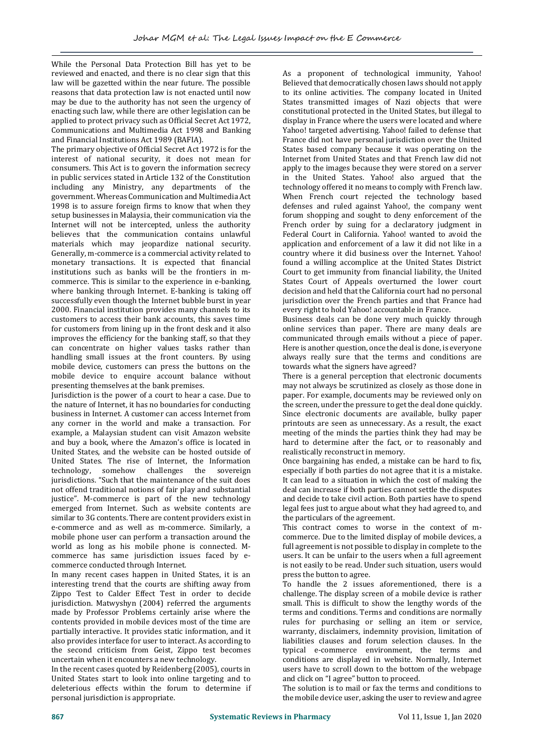While the Personal Data Protection Bill has yet to be reviewed and enacted, and there is no clear sign that this law will be gazetted within the near future. The possible reasons that data protection law is not enacted until now may be due to the authority has not seen the urgency of enacting such law, while there are other legislation can be applied to protect privacy such as Official Secret Act 1972, Communications and Multimedia Act 1998 and Banking and Financial Institutions Act 1989 (BAFIA).

The primary objective of Official Secret Act 1972 is for the interest of national security, it does not mean for consumers. This Act is to govern the information secrecy in public services stated in Article 132 of the Constitution including any Ministry, any departments of the government. Whereas Communication and Multimedia Act 1998 is to assure foreign firms to know that when they setup businesses in Malaysia, their communication via the Internet will not be intercepted, unless the authority believes that the communication contains unlawful materials which may jeopardize national security. Generally, m-commerce is a commercial activity related to monetary transactions. It is expected that financial institutions such as banks will be the frontiers in m-commerce. This is similar to the experience in e-banking, where banking through Internet. E-banking is taking off successfully even though the Internet bubble burst in year 2000. Financial institution provides many channels to its customers to access their bank accounts, this saves time for customers from lining up in the front desk and it also improves the efficiency for the banking staff, so that they can concentrate on higher values tasks rather than handling small issues at the front counters. By using mobile device, customers can press the buttons on the mobile device to enquire account balance without presenting themselves at the bank premises.

Jurisdiction is the power of a court to hear a case. Due to the nature of Internet, it has no boundaries for conducting business in Internet. A customer can access Internet from any corner in the world and make a transaction. For example, a Malaysian student can visit Amazon website and buy a book, where the Amazon's office is located in United States, and the website can be hosted outside of United States. The rise of Internet, the Information technology, somehow challenges the sovereign jurisdictions. "Such that the maintenance of the suit does not offend traditional notions of fair play and substantial justice". M-commerce is part of the new technology emerged from Internet. Such as website contents are similar to 3G contents. There are content providers exist in e-commerce and as well as m-commerce. Similarly, a mobile phone user can perform a transaction around the world as long as his mobile phone is connected. M-commerce has same jurisdiction issues faced by e-commerce conducted through Internet.

In many recent cases happen in United States, it is an interesting trend that the courts are shifting away from Zippo Test to Calder Effect Test in order to decide jurisdiction. Matwyshyn (2004) referred the arguments made by Professor Problems certainly arise where the contents provided in mobile devices most of the time are partially interactive. It provides static information, and it also provides interface for user to interact. As according to the second criticism from Geist, Zippo test becomes uncertain when it encounters a new technology.

In the recent cases quoted by Reidenberg (2005), courts in United States start to look into online targeting and to deleterious effects within the forum to determine if personal jurisdiction is appropriate.

As a proponent of technological immunity, Yahoo! Believed that democratically chosen laws should not apply to its online activities. The company located in United States transmitted images of Nazi objects that were constitutional protected in the United States, but illegal to display in France where the users were located and where Yahoo! targeted advertising. Yahoo! failed to defense that France did not have personal jurisdiction over the United States based company because it was operating on the Internet from United States and that French law did not apply to the images because they were stored on a server in the United States. Yahoo! also argued that the technology offered it no means to comply with French law. When French court rejected the technology based defenses and ruled against Yahoo!, the company went forum shopping and sought to deny enforcement of the French order by suing for a declaratory judgment in Federal Court in California. Yahoo! wanted to avoid the application and enforcement of a law it did not like in a country where it did business over the Internet. Yahoo! found a willing accomplice at the United States District Court to get immunity from financial liability, the United States Court of Appeals overturned the lower court decision and held that the California court had no personal jurisdiction over the French parties and that France had every right to hold Yahoo! accountable in France.

Business deals can be done very much quickly through online services than paper. There are many deals are communicated through emails without a piece of paper. Here is another question, once the deal is done, is everyone always really sure that the terms and conditions are towards what the signers have agreed?

There is a general perception that electronic documents may not always be scrutinized as closely as those done in paper. For example, documents may be reviewed only on the screen, under the pressure to get the deal done quickly. Since electronic documents are available, bulky paper printouts are seen as unnecessary. As a result, the exact meeting of the minds the parties think they had may be hard to determine after the fact, or to reasonably and realistically reconstruct in memory.

Once bargaining has ended, a mistake can be hard to fix, especially if both parties do not agree that it is a mistake. It can lead to a situation in which the cost of making the deal can increase if both parties cannot settle the disputes and decide to take civil action. Both parties have to spend legal fees just to argue about what they had agreed to, and the particulars of the agreement.

This contract comes to worse in the context of m-commerce. Due to the limited display of mobile devices, a full agreement is not possible to display in complete to the users. It can be unfair to the users when a full agreement is not easily to be read. Under such situation, users would press the button to agree.

To handle the 2 issues aforementioned, there is a challenge. The display screen of a mobile device is rather small. This is difficult to show the lengthy words of the terms and conditions. Terms and conditions are normally rules for purchasing or selling an item or service, warranty, disclaimers, indemnity provision, limitation of liabilities clauses and forum selection clauses. In the typical e-commerce environment, the terms and conditions are displayed in website. Normally, Internet users have to scroll down to the bottom of the webpage and click on "I agree" button to proceed.

The solution is to mail or fax the terms and conditions to the mobile device user, asking the user to review and agree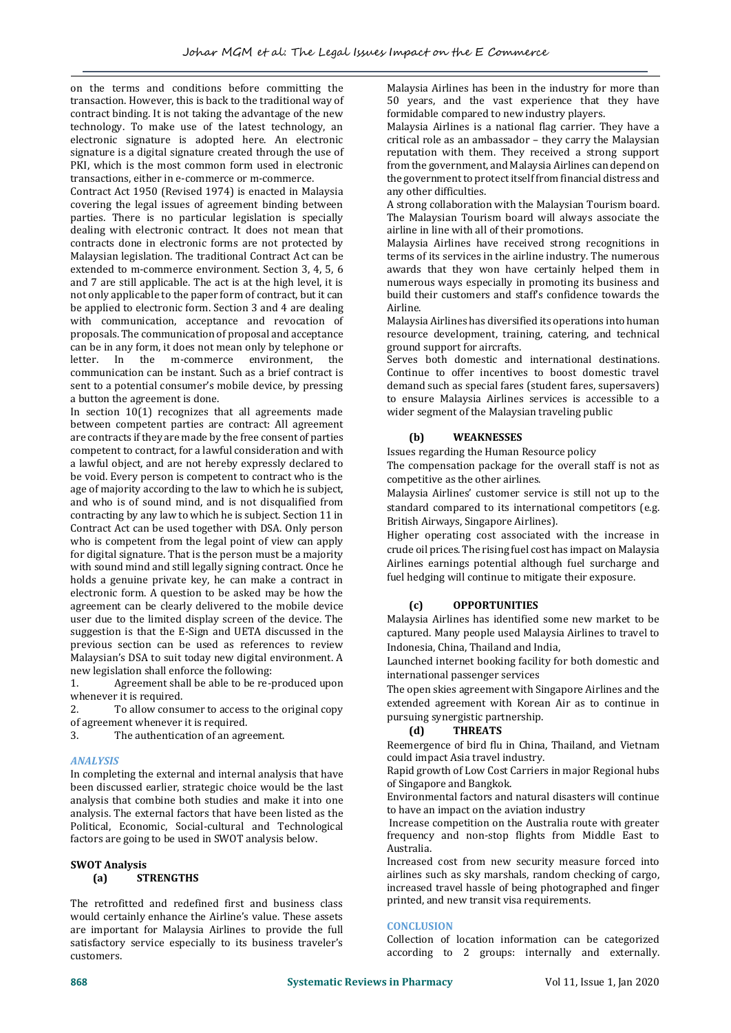on the terms and conditions before committing the transaction. However, this is back to the traditional way of contract binding. It is not taking the advantage of the new technology. To make use of the latest technology, an electronic signature is adopted here. An electronic signature is a digital signature created through the use of PKI, which is the most common form used in electronic transactions, either in e-commerce or m-commerce.

Contract Act 1950 (Revised 1974) is enacted in Malaysia covering the legal issues of agreement binding between parties. There is no particular legislation is specially dealing with electronic contract. It does not mean that contracts done in electronic forms are not protected by Malaysian legislation. The traditional Contract Act can be extended to m-commerce environment. Section 3, 4, 5, 6 and 7 are still applicable. The act is at the high level, it is not only applicable to the paper form of contract, but it can be applied to electronic form. Section 3 and 4 are dealing with communication, acceptance and revocation of proposals. The communication of proposal and acceptance can be in any form, it does not mean only by telephone or letter. In the m-commerce environment, the communication can be instant. Such as a brief contract is sent to a potential consumer's mobile device, by pressing a button the agreement is done.

In section 10(1) recognizes that all agreements made between competent parties are contract: All agreement are contracts if they are made by the free consent of parties competent to contract, for a lawful consideration and with a lawful object, and are not hereby expressly declared to be void. Every person is competent to contract who is the age of majority according to the law to which he is subject, and who is of sound mind, and is not disqualified from contracting by any law to which he is subject. Section 11 in Contract Act can be used together with DSA. Only person who is competent from the legal point of view can apply for digital signature. That is the person must be a majority with sound mind and still legally signing contract. Once he holds a genuine private key, he can make a contract in electronic form. A question to be asked may be how the agreement can be clearly delivered to the mobile device user due to the limited display screen of the device. The suggestion is that the E-Sign and UETA discussed in the previous section can be used as references to review Malaysian's DSA to suit today new digital environment. A new legislation shall enforce the following:

1. Agreement shall be able to be re-produced upon whenever it is required.
2. To allow consumer to access to the original copy of agreement whenever it is required.
3. The authentication of an agreement.

## ANALYSIS

In completing the external and internal analysis that have been discussed earlier, strategic choice would be the last analysis that combine both studies and make it into one analysis. The external factors that have been listed as the Political, Economic, Social-cultural and Technological factors are going to be used in SWOT analysis below.

### SWOT Analysis

#### (a) STRENGTHS

The retrofitted and redefined first and business class would certainly enhance the Airline's value. These assets are important for Malaysia Airlines to provide the full satisfactory service especially to its business traveler's customers.

Malaysia Airlines has been in the industry for more than 50 years, and the vast experience that they have formidable compared to new industry players.

Malaysia Airlines is a national flag carrier. They have a critical role as an ambassador – they carry the Malaysian reputation with them. They received a strong support from the government, and Malaysia Airlines can depend on the government to protect itself from financial distress and any other difficulties.

A strong collaboration with the Malaysian Tourism board. The Malaysian Tourism board will always associate the airline in line with all of their promotions.

Malaysia Airlines have received strong recognitions in terms of its services in the airline industry. The numerous awards that they won have certainly helped them in numerous ways especially in promoting its business and build their customers and staff's confidence towards the Airline.

Malaysia Airlines has diversified its operations into human resource development, training, catering, and technical ground support for aircrafts.

Serves both domestic and international destinations. Continue to offer incentives to boost domestic travel demand such as special fares (student fares, supersavers) to ensure Malaysia Airlines services is accessible to a wider segment of the Malaysian traveling public

#### (b) WEAKNESSES

Issues regarding the Human Resource policy

The compensation package for the overall staff is not as competitive as the other airlines.

Malaysia Airlines' customer service is still not up to the standard compared to its international competitors (e.g. British Airways, Singapore Airlines).

Higher operating cost associated with the increase in crude oil prices. The rising fuel cost has impact on Malaysia Airlines earnings potential although fuel surcharge and fuel hedging will continue to mitigate their exposure.

#### (c) OPPORTUNITIES

Malaysia Airlines has identified some new market to be captured. Many people used Malaysia Airlines to travel to Indonesia, China, Thailand and India,

Launched internet booking facility for both domestic and international passenger services

The open skies agreement with Singapore Airlines and the extended agreement with Korean Air as to continue in pursuing synergistic partnership.

#### (d) THREATS

Reemergence of bird flu in China, Thailand, and Vietnam could impact Asia travel industry.

Rapid growth of Low Cost Carriers in major Regional hubs of Singapore and Bangkok.

Environmental factors and natural disasters will continue to have an impact on the aviation industry

Increase competition on the Australia route with greater frequency and non-stop flights from Middle East to Australia.

Increased cost from new security measure forced into airlines such as sky marshals, random checking of cargo, increased travel hassle of being photographed and finger printed, and new transit visa requirements.

## CONCLUSION

Collection of location information can be categorized according to 2 groups: internally and externally.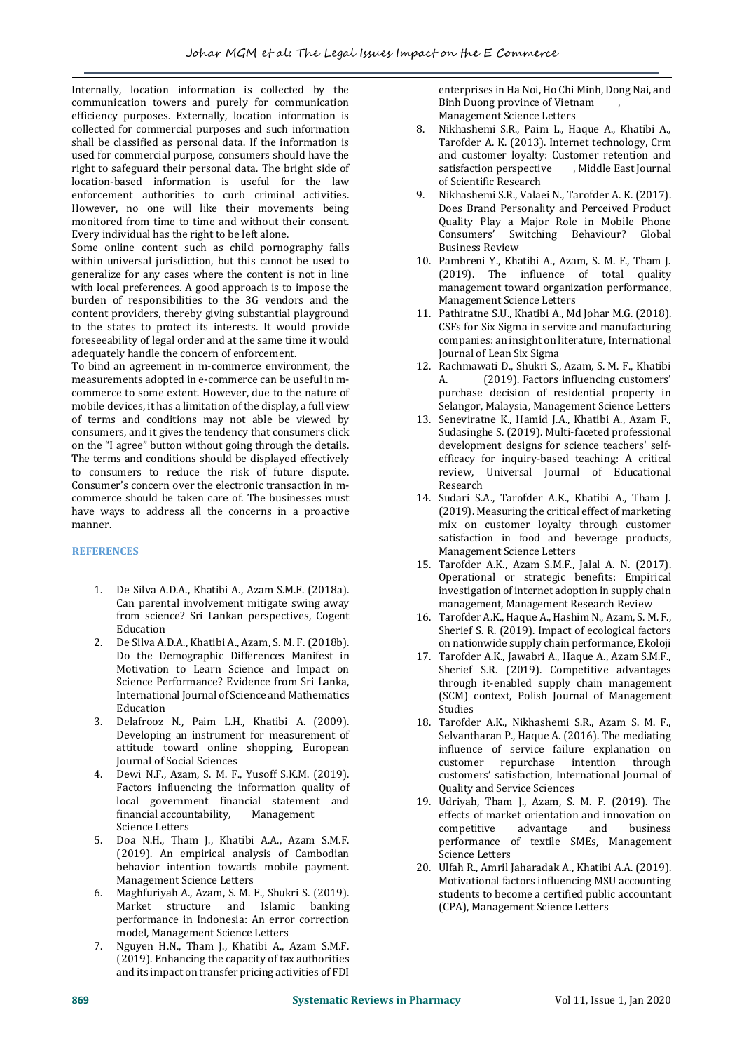Internally, location information is collected by the communication towers and purely for communication efficiency purposes. Externally, location information is collected for commercial purposes and such information shall be classified as personal data. If the information is used for commercial purpose, consumers should have the right to safeguard their personal data. The bright side of location-based information is useful for the law enforcement authorities to curb criminal activities. However, no one will like their movements being monitored from time to time and without their consent. Every individual has the right to be left alone.

Some online content such as child pornography falls within universal jurisdiction, but this cannot be used to generalize for any cases where the content is not in line with local preferences. A good approach is to impose the burden of responsibilities to the 3G vendors and the content providers, thereby giving substantial playground to the states to protect its interests. It would provide foreseeability of legal order and at the same time it would adequately handle the concern of enforcement.

To bind an agreement in m-commerce environment, the measurements adopted in e-commerce can be useful in m-commerce to some extent. However, due to the nature of mobile devices, it has a limitation of the display, a full view of terms and conditions may not able be viewed by consumers, and it gives the tendency that consumers click on the "I agree" button without going through the details. The terms and conditions should be displayed effectively to consumers to reduce the risk of future dispute. Consumer's concern over the electronic transaction in m-commerce should be taken care of. The businesses must have ways to address all the concerns in a proactive manner.

## REFERENCES

1. De Silva A.D.A., Khatibi A., Azam S.M.F. (2018a). Can parental involvement mitigate swing away from science? Sri Lankan perspectives, Cogent Education
2. De Silva A.D.A., Khatibi A., Azam, S. M. F. (2018b). Do the Demographic Differences Manifest in Motivation to Learn Science and Impact on Science Performance? Evidence from Sri Lanka, International Journal of Science and Mathematics Education
3. Delafrooz N., Paim L.H., Khatibi A. (2009). Developing an instrument for measurement of attitude toward online shopping, European Journal of Social Sciences
4. Dewi N.F., Azam, S. M. F., Yusoff S.K.M. (2019). Factors influencing the information quality of local government financial statement and financial accountability, Management Science Letters
5. Doa N.H., Tham J., Khatibi A.A., Azam S.M.F. (2019). An empirical analysis of Cambodian behavior intention towards mobile payment. Management Science Letters
6. Maghfuriyah A., Azam, S. M. F., Shukri S. (2019). Market structure and Islamic banking performance in Indonesia: An error correction model, Management Science Letters
7. Nguyen H.N., Tham J., Khatibi A., Azam S.M.F. (2019). Enhancing the capacity of tax authorities and its impact on transfer pricing activities of FDI enterprises in Ha Noi, Ho Chi Minh, Dong Nai, and Binh Duong province of Vietnam , Management Science Letters
8. Nikhashemi S.R., Paim L., Haque A., Khatibi A., Tarofder A. K. (2013). Internet technology, Crm and customer loyalty: Customer retention and satisfaction perspective , Middle East Journal of Scientific Research
9. Nikhashemi S.R., Valaei N., Tarofder A. K. (2017). Does Brand Personality and Perceived Product Quality Play a Major Role in Mobile Phone Consumers' Switching Behaviour? Global Business Review
10. Pambreni Y., Khatibi A., Azam, S. M. F., Tham J. (2019). The influence of total quality management toward organization performance, Management Science Letters
11. Pathiratne S.U., Khatibi A., Md Johar M.G. (2018). CSFs for Six Sigma in service and manufacturing companies: an insight on literature, International Journal of Lean Six Sigma
12. Rachmawati D., Shukri S., Azam, S. M. F., Khatibi A. (2019). Factors influencing customers' purchase decision of residential property in Selangor, Malaysia, Management Science Letters
13. Seneviratne K., Hamid J.A., Khatibi A., Azam F., Sudasinghe S. (2019). Multi-faceted professional development designs for science teachers' self-efficacy for inquiry-based teaching: A critical review, Universal Journal of Educational Research
14. Sudari S.A., Tarofder A.K., Khatibi A., Tham J. (2019). Measuring the critical effect of marketing mix on customer loyalty through customer satisfaction in food and beverage products, Management Science Letters
15. Tarofder A.K., Azam S.M.F., Jalal A. N. (2017). Operational or strategic benefits: Empirical investigation of internet adoption in supply chain management, Management Research Review
16. Tarofder A.K., Haque A., Hashim N., Azam, S. M. F., Sherief S. R. (2019). Impact of ecological factors on nationwide supply chain performance, Ekoloji
17. Tarofder A.K., Jawabri A., Haque A., Azam S.M.F., Sherief S.R. (2019). Competitive advantages through it-enabled supply chain management (SCM) context, Polish Journal of Management Studies
18. Tarofder A.K., Nikhashemi S.R., Azam S. M. F., Selvantharan P., Haque A. (2016). The mediating influence of service failure explanation on customer repurchase intention through customers' satisfaction, International Journal of Quality and Service Sciences
19. Udriyah, Tham J., Azam, S. M. F. (2019). The effects of market orientation and innovation on competitive advantage and business performance of textile SMEs, Management Science Letters
20. Ulfah R., Amril Jaharadak A., Khatibi A.A. (2019). Motivational factors influencing MSU accounting students to become a certified public accountant (CPA), Management Science Letters